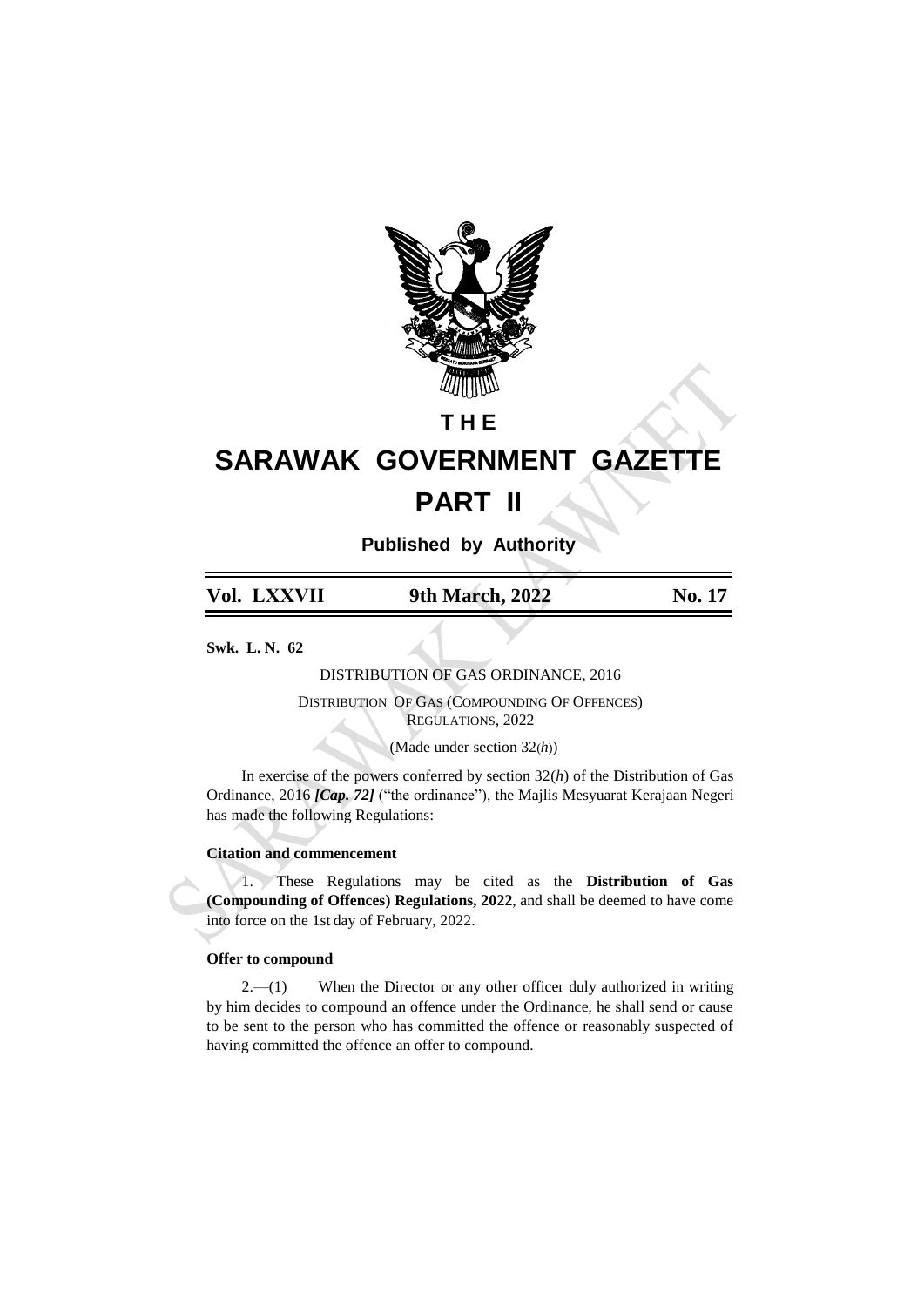# THE

# SARAWAK GOVERNMENT GAZETTE

# PART II

**Published by Authority**

| Vol. LXXVII | 9th March, 2022 | No. 17 |
|---|---|---|

**Swk. L. N. 62**

DISTRIBUTION OF GAS ORDINANCE, 2016

DISTRIBUTION OF GAS (COMPOUNDING OF OFFENCES) REGULATIONS, 2022

(Made under section 32(*h*))

In exercise of the powers conferred by section 32(*h*) of the Distribution of Gas Ordinance, 2016 ***[Cap. 72]*** ("the ordinance"), the Majlis Mesyuarat Kerajaan Negeri has made the following Regulations:

**Citation and commencement**

1. These Regulations may be cited as the **Distribution of Gas (Compounding of Offences) Regulations, 2022**, and shall be deemed to have come into force on the 1st day of February, 2022.

**Offer to compound**

2.—(1) When the Director or any other officer duly authorized in writing by him decides to compound an offence under the Ordinance, he shall send or cause to be sent to the person who has committed the offence or reasonably suspected of having committed the offence an offer to compound.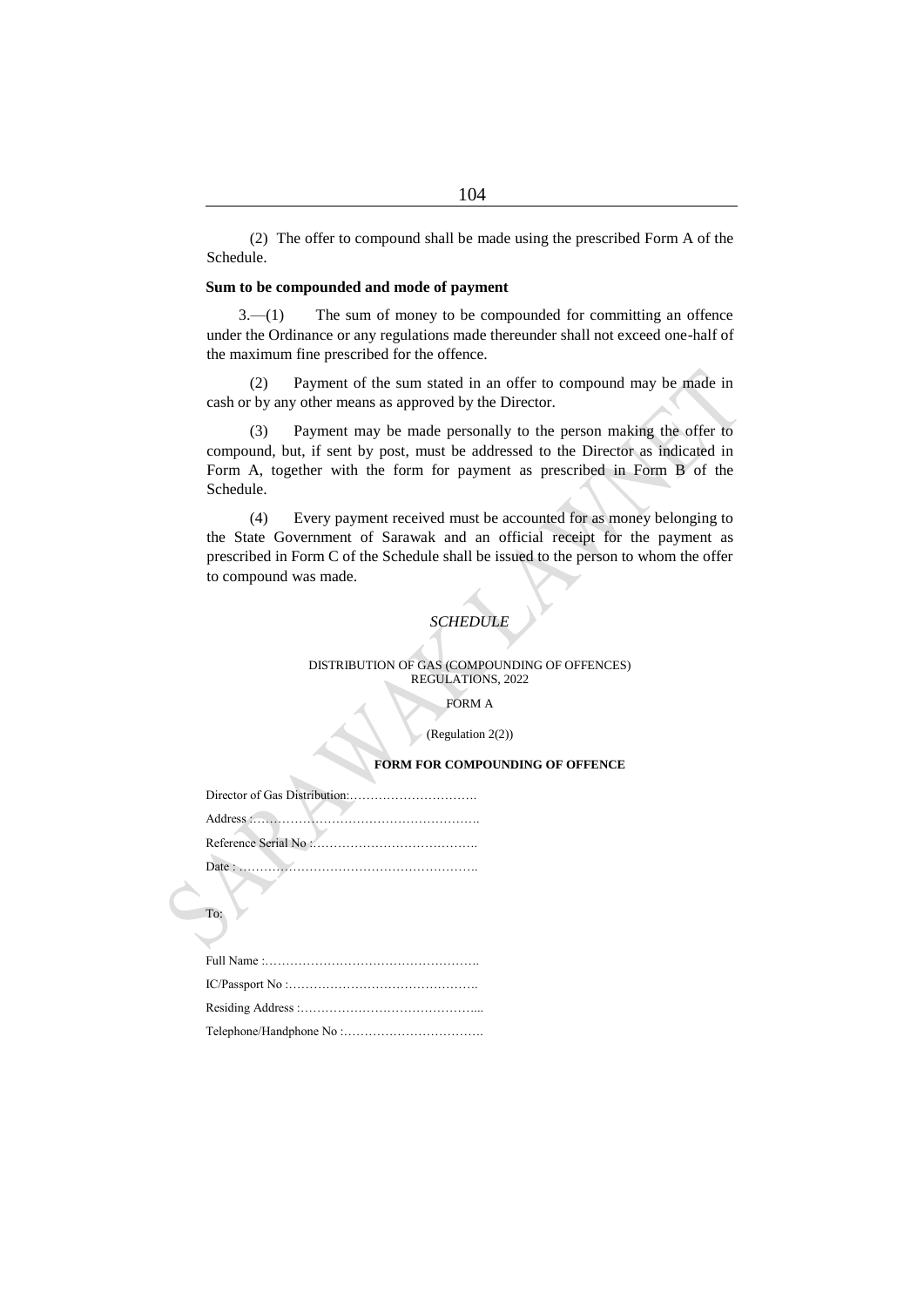(2) The offer to compound shall be made using the prescribed Form A of the Schedule.

**Sum to be compounded and mode of payment**

3.—(1) The sum of money to be compounded for committing an offence under the Ordinance or any regulations made thereunder shall not exceed one-half of the maximum fine prescribed for the offence.

(2) Payment of the sum stated in an offer to compound may be made in cash or by any other means as approved by the Director.

(3) Payment may be made personally to the person making the offer to compound, but, if sent by post, must be addressed to the Director as indicated in Form A, together with the form for payment as prescribed in Form B of the Schedule.

(4) Every payment received must be accounted for as money belonging to the State Government of Sarawak and an official receipt for the payment as prescribed in Form C of the Schedule shall be issued to the person to whom the offer to compound was made.

*SCHEDULE*

DISTRIBUTION OF GAS (COMPOUNDING OF OFFENCES) REGULATIONS, 2022

FORM A

(Regulation 2(2))

**FORM FOR COMPOUNDING OF OFFENCE**

Director of Gas Distribution:………………………….

Address :……………………………………………….

Reference Serial No :………………………………….

Date : ………………………………………………….

To:

Full Name :…………………………………………….

IC/Passport No :……………………………………….

Residing Address :……………………………………...

Telephone/Handphone No :…………………………….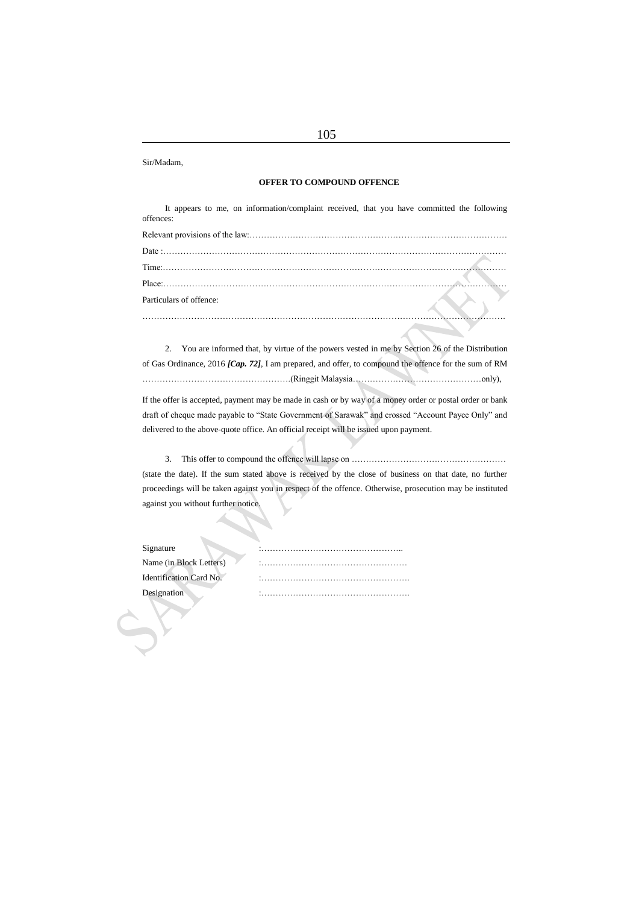Sir/Madam,

**OFFER TO COMPOUND OFFENCE**

It appears to me, on information/complaint received, that you have committed the following offences:

Relevant provisions of the law:…………………………………………………………………………………

Date :……………………………………………………………………………………………………………

Time:……………………………………………………………………………………………………………

Place:……………………………………………………………………………………………………………

Particulars of offence:

……………………………………………………………………………………………………………………

2. You are informed that, by virtue of the powers vested in me by Section 26 of the Distribution of Gas Ordinance, 2016 ***[Cap. 72]***, I am prepared, and offer, to compound the offence for the sum of RM …………………………………………….(Ringgit Malaysia………………………………………only),

If the offer is accepted, payment may be made in cash or by way of a money order or postal order or bank draft of cheque made payable to "State Government of Sarawak" and crossed "Account Payee Only" and delivered to the above-quote office. An official receipt will be issued upon payment.

3. This offer to compound the offence will lapse on ……………………………………………… (state the date). If the sum stated above is received by the close of business on that date, no further proceedings will be taken against you in respect of the offence. Otherwise, prosecution may be instituted against you without further notice.

Signature :…………………………………………..

Name (in Block Letters) :……………………………………………

Identification Card No. :…………………………………………….

Designation :…………………………………………….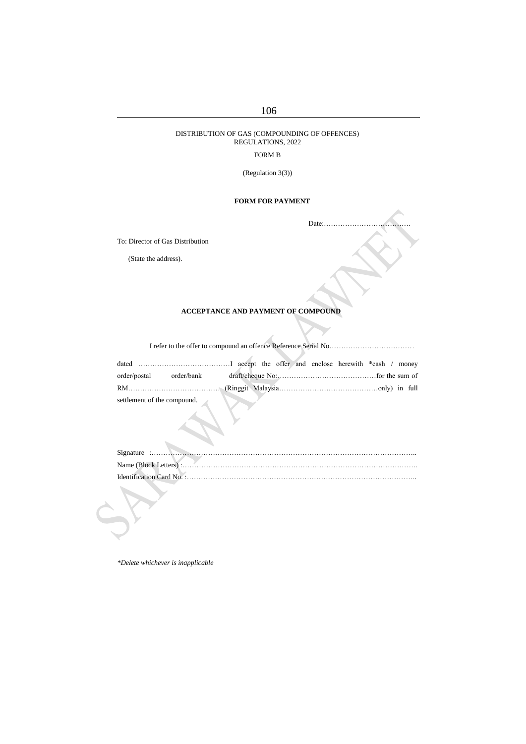DISTRIBUTION OF GAS (COMPOUNDING OF OFFENCES) REGULATIONS, 2022

FORM B

(Regulation 3(3))

**FORM FOR PAYMENT**

Date:……………………………….

To: Director of Gas Distribution

(State the address).

**ACCEPTANCE AND PAYMENT OF COMPOUND**

I refer to the offer to compound an offence Reference Serial No………………………………

dated …………………………………I accept the offer and enclose herewith *cash / money order/postal order/bank draft/cheque No:……………………………………for the sum of RM………………………………… (Ringgit Malaysia……………………………………only) in full settlement of the compound.

Signature :……………………………………………………………………………………………..
Name (Block Letters) :……………………………………………………………………………………….
Identification Card No. :……………………………………………………………………………………..

*\*Delete whichever is inapplicable*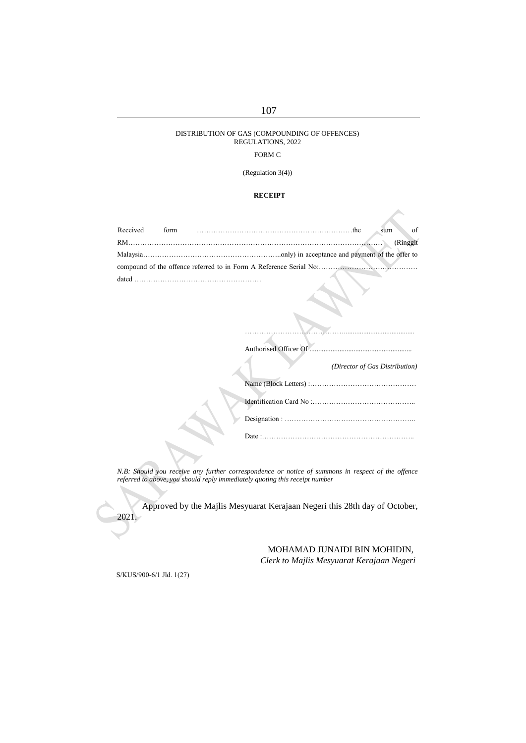DISTRIBUTION OF GAS (COMPOUNDING OF OFFENCES) REGULATIONS, 2022

FORM C

(Regulation 3(4))

**RECEIPT**

Received form ………………………………………………………….the sum of RM………………………………………………………………………………………………. (Ringgit Malaysia…………………………………………………..only) in acceptance and payment of the offer to compound of the offence referred to in Form A Reference Serial No:…………………………………… dated ………………………………………………

……………………………………......................................

Authorised Officer Of .........................................................

*(Director of Gas Distribution)*

Name (Block Letters) :………………………………………

Identification Card No :……………………………………..

Designation : ………………………………………………..

Date :………………………………………………………..

*N.B: Should you receive any further correspondence or notice of summons in respect of the offence referred to above, you should reply immediately quoting this receipt number*

Approved by the Majlis Mesyuarat Kerajaan Negeri this 28th day of October, 2021.

MOHAMAD JUNAIDI BIN MOHIDIN,
*Clerk to Majlis Mesyuarat Kerajaan Negeri*

S/KUS/900-6/1 Jld. 1(27)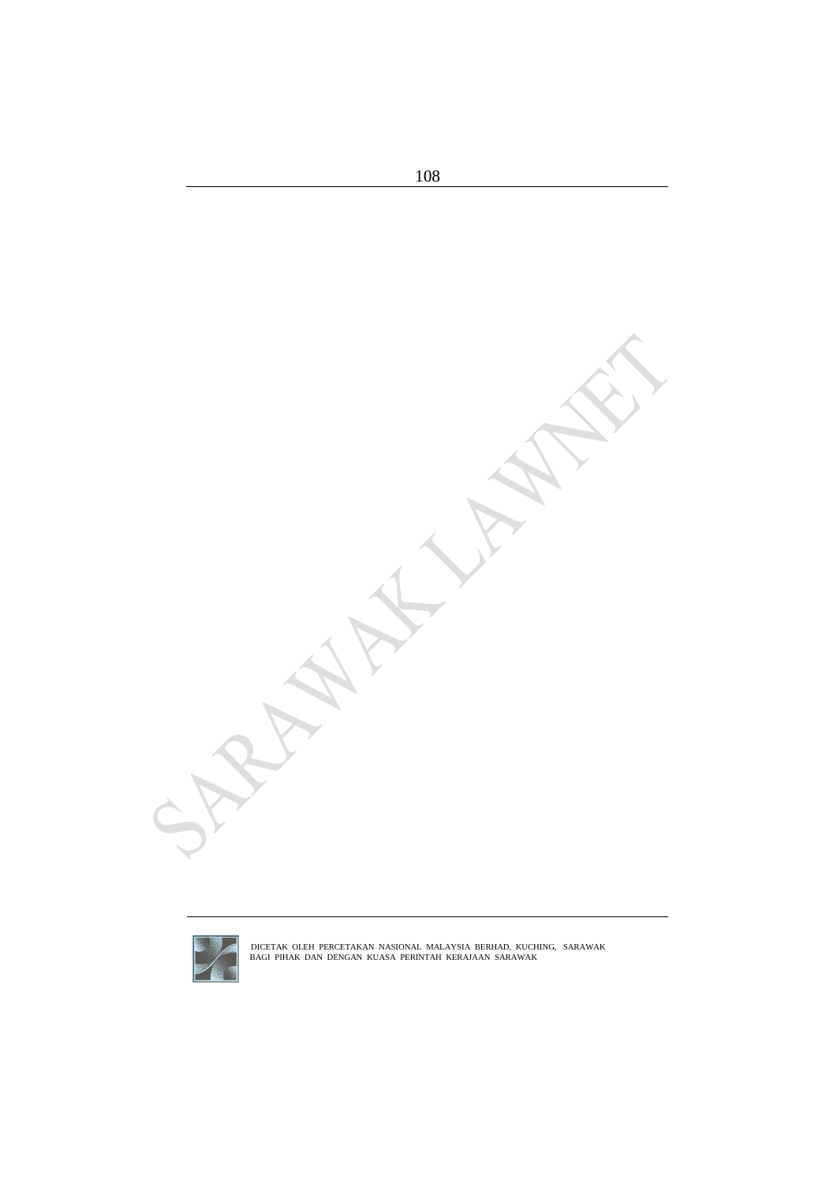DICETAK OLEH PERCETAKAN NASIONAL MALAYSIA BERHAD, KUCHING, SARAWAK
BAGI PIHAK DAN DENGAN KUASA PERINTAH KERAJAAN SARAWAK